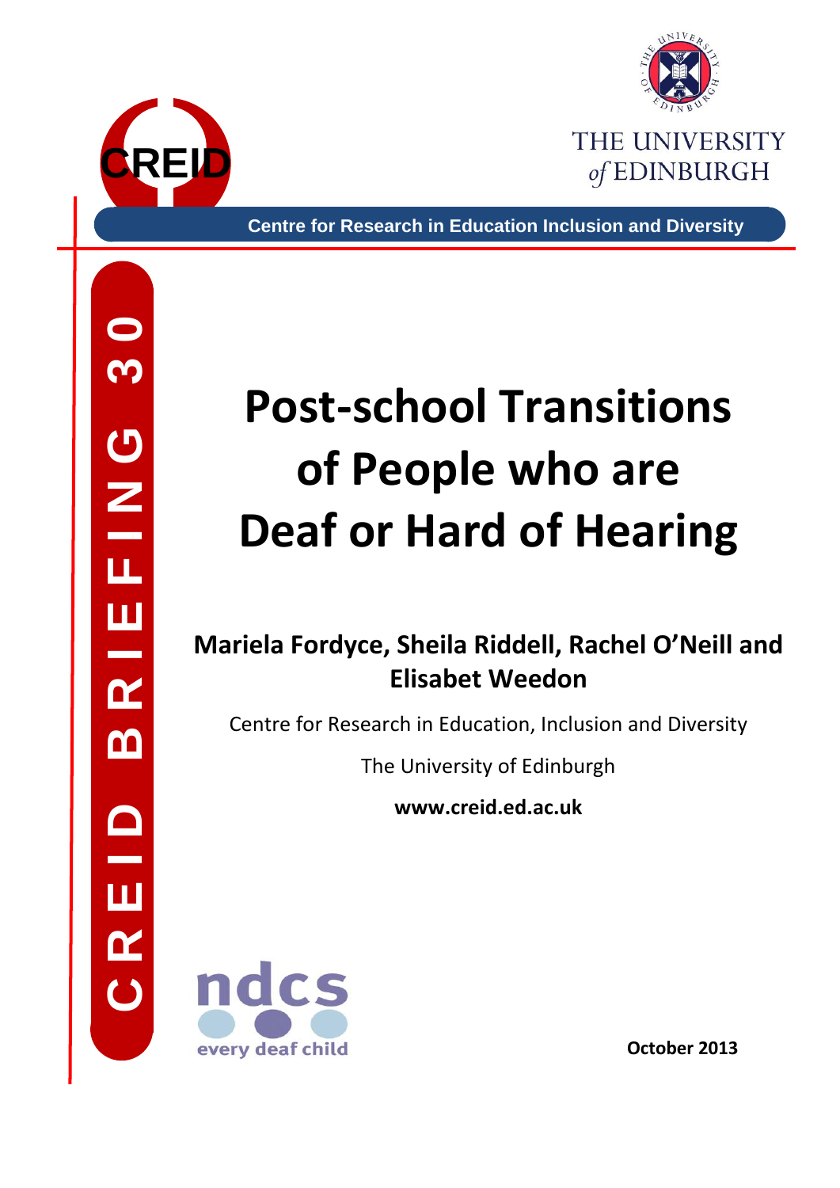CREID

THE UNIVERSITY of EDINBURGH

Centre for Research in Education Inclusion and Diversity

CREID BRIEFING 30

# Post-school Transitions of People who are Deaf or Hard of Hearing

**Mariela Fordyce, Sheila Riddell, Rachel O'Neill and Elisabet Weedon**

Centre for Research in Education, Inclusion and Diversity

The University of Edinburgh

**www.creid.ed.ac.uk**

ndcs every deaf child

**October 2013**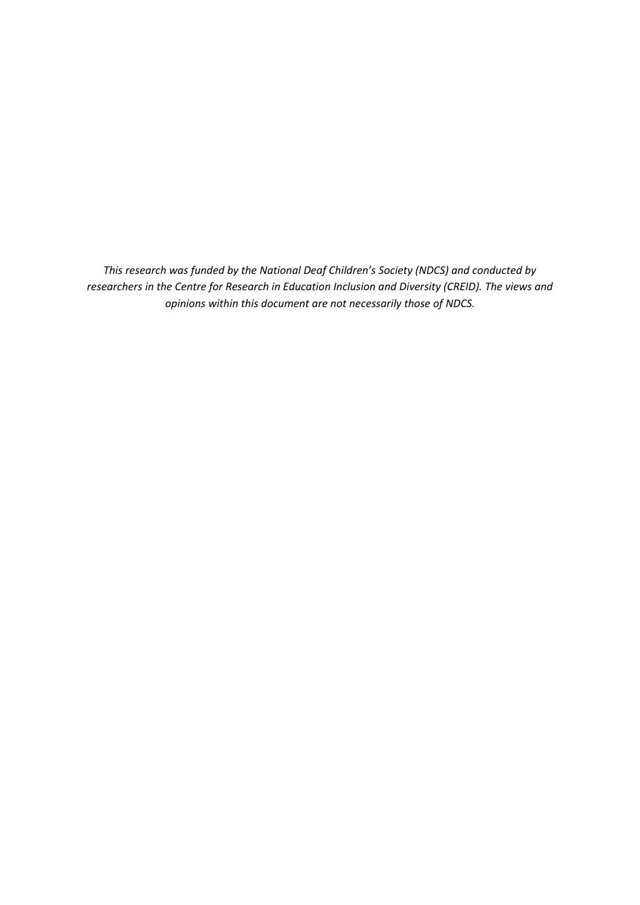*This research was funded by the National Deaf Children's Society (NDCS) and conducted by researchers in the Centre for Research in Education Inclusion and Diversity (CREID). The views and opinions within this document are not necessarily those of NDCS.*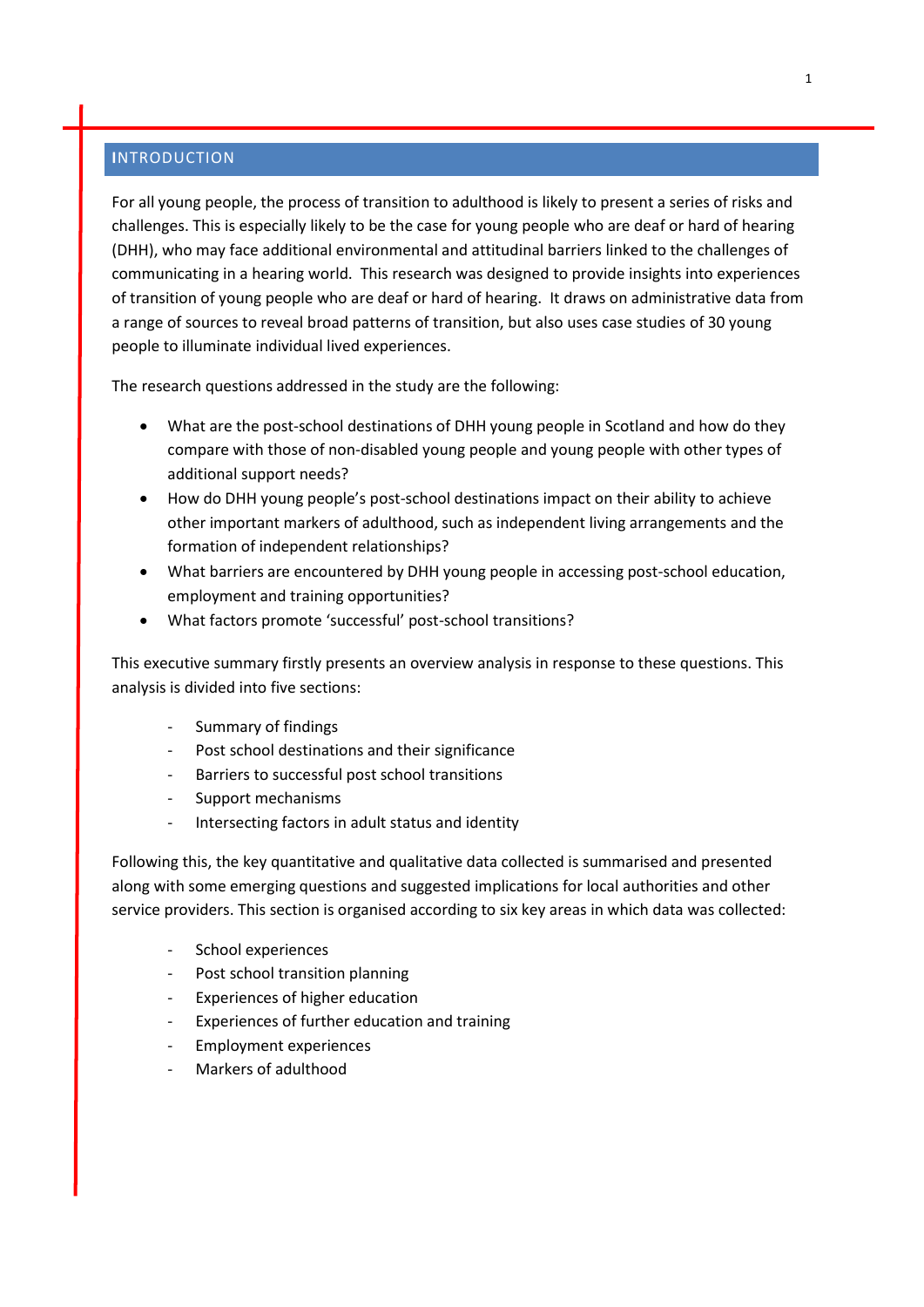## INTRODUCTION

For all young people, the process of transition to adulthood is likely to present a series of risks and challenges. This is especially likely to be the case for young people who are deaf or hard of hearing (DHH), who may face additional environmental and attitudinal barriers linked to the challenges of communicating in a hearing world. This research was designed to provide insights into experiences of transition of young people who are deaf or hard of hearing. It draws on administrative data from a range of sources to reveal broad patterns of transition, but also uses case studies of 30 young people to illuminate individual lived experiences.

The research questions addressed in the study are the following:

- What are the post-school destinations of DHH young people in Scotland and how do they compare with those of non-disabled young people and young people with other types of additional support needs?
- How do DHH young people's post-school destinations impact on their ability to achieve other important markers of adulthood, such as independent living arrangements and the formation of independent relationships?
- What barriers are encountered by DHH young people in accessing post-school education, employment and training opportunities?
- What factors promote 'successful' post-school transitions?

This executive summary firstly presents an overview analysis in response to these questions. This analysis is divided into five sections:

- Summary of findings
- Post school destinations and their significance
- Barriers to successful post school transitions
- Support mechanisms
- Intersecting factors in adult status and identity

Following this, the key quantitative and qualitative data collected is summarised and presented along with some emerging questions and suggested implications for local authorities and other service providers. This section is organised according to six key areas in which data was collected:

- School experiences
- Post school transition planning
- Experiences of higher education
- Experiences of further education and training
- Employment experiences
- Markers of adulthood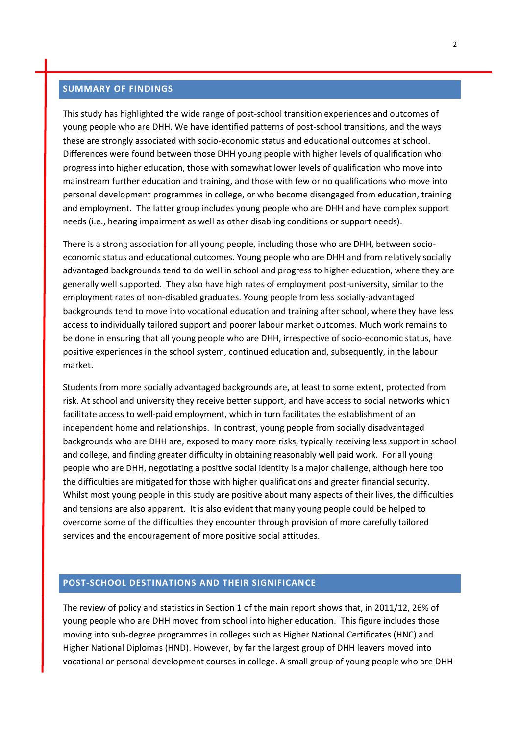## SUMMARY OF FINDINGS

This study has highlighted the wide range of post-school transition experiences and outcomes of young people who are DHH. We have identified patterns of post-school transitions, and the ways these are strongly associated with socio-economic status and educational outcomes at school. Differences were found between those DHH young people with higher levels of qualification who progress into higher education, those with somewhat lower levels of qualification who move into mainstream further education and training, and those with few or no qualifications who move into personal development programmes in college, or who become disengaged from education, training and employment. The latter group includes young people who are DHH and have complex support needs (i.e., hearing impairment as well as other disabling conditions or support needs).

There is a strong association for all young people, including those who are DHH, between socio-economic status and educational outcomes. Young people who are DHH and from relatively socially advantaged backgrounds tend to do well in school and progress to higher education, where they are generally well supported. They also have high rates of employment post-university, similar to the employment rates of non-disabled graduates. Young people from less socially-advantaged backgrounds tend to move into vocational education and training after school, where they have less access to individually tailored support and poorer labour market outcomes. Much work remains to be done in ensuring that all young people who are DHH, irrespective of socio-economic status, have positive experiences in the school system, continued education and, subsequently, in the labour market.

Students from more socially advantaged backgrounds are, at least to some extent, protected from risk. At school and university they receive better support, and have access to social networks which facilitate access to well-paid employment, which in turn facilitates the establishment of an independent home and relationships. In contrast, young people from socially disadvantaged backgrounds who are DHH are, exposed to many more risks, typically receiving less support in school and college, and finding greater difficulty in obtaining reasonably well paid work. For all young people who are DHH, negotiating a positive social identity is a major challenge, although here too the difficulties are mitigated for those with higher qualifications and greater financial security. Whilst most young people in this study are positive about many aspects of their lives, the difficulties and tensions are also apparent. It is also evident that many young people could be helped to overcome some of the difficulties they encounter through provision of more carefully tailored services and the encouragement of more positive social attitudes.

## POST-SCHOOL DESTINATIONS AND THEIR SIGNIFICANCE

The review of policy and statistics in Section 1 of the main report shows that, in 2011/12, 26% of young people who are DHH moved from school into higher education. This figure includes those moving into sub-degree programmes in colleges such as Higher National Certificates (HNC) and Higher National Diplomas (HND). However, by far the largest group of DHH leavers moved into vocational or personal development courses in college. A small group of young people who are DHH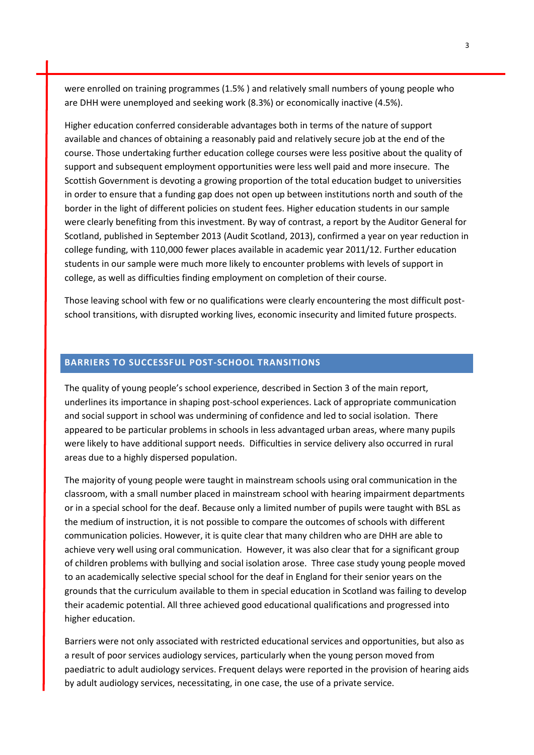were enrolled on training programmes (1.5% ) and relatively small numbers of young people who are DHH were unemployed and seeking work (8.3%) or economically inactive (4.5%).

Higher education conferred considerable advantages both in terms of the nature of support available and chances of obtaining a reasonably paid and relatively secure job at the end of the course. Those undertaking further education college courses were less positive about the quality of support and subsequent employment opportunities were less well paid and more insecure. The Scottish Government is devoting a growing proportion of the total education budget to universities in order to ensure that a funding gap does not open up between institutions north and south of the border in the light of different policies on student fees. Higher education students in our sample were clearly benefiting from this investment. By way of contrast, a report by the Auditor General for Scotland, published in September 2013 (Audit Scotland, 2013), confirmed a year on year reduction in college funding, with 110,000 fewer places available in academic year 2011/12. Further education students in our sample were much more likely to encounter problems with levels of support in college, as well as difficulties finding employment on completion of their course.

Those leaving school with few or no qualifications were clearly encountering the most difficult post-school transitions, with disrupted working lives, economic insecurity and limited future prospects.

## BARRIERS TO SUCCESSFUL POST-SCHOOL TRANSITIONS

The quality of young people's school experience, described in Section 3 of the main report, underlines its importance in shaping post-school experiences. Lack of appropriate communication and social support in school was undermining of confidence and led to social isolation. There appeared to be particular problems in schools in less advantaged urban areas, where many pupils were likely to have additional support needs. Difficulties in service delivery also occurred in rural areas due to a highly dispersed population.

The majority of young people were taught in mainstream schools using oral communication in the classroom, with a small number placed in mainstream school with hearing impairment departments or in a special school for the deaf. Because only a limited number of pupils were taught with BSL as the medium of instruction, it is not possible to compare the outcomes of schools with different communication policies. However, it is quite clear that many children who are DHH are able to achieve very well using oral communication. However, it was also clear that for a significant group of children problems with bullying and social isolation arose. Three case study young people moved to an academically selective special school for the deaf in England for their senior years on the grounds that the curriculum available to them in special education in Scotland was failing to develop their academic potential. All three achieved good educational qualifications and progressed into higher education.

Barriers were not only associated with restricted educational services and opportunities, but also as a result of poor services audiology services, particularly when the young person moved from paediatric to adult audiology services. Frequent delays were reported in the provision of hearing aids by adult audiology services, necessitating, in one case, the use of a private service.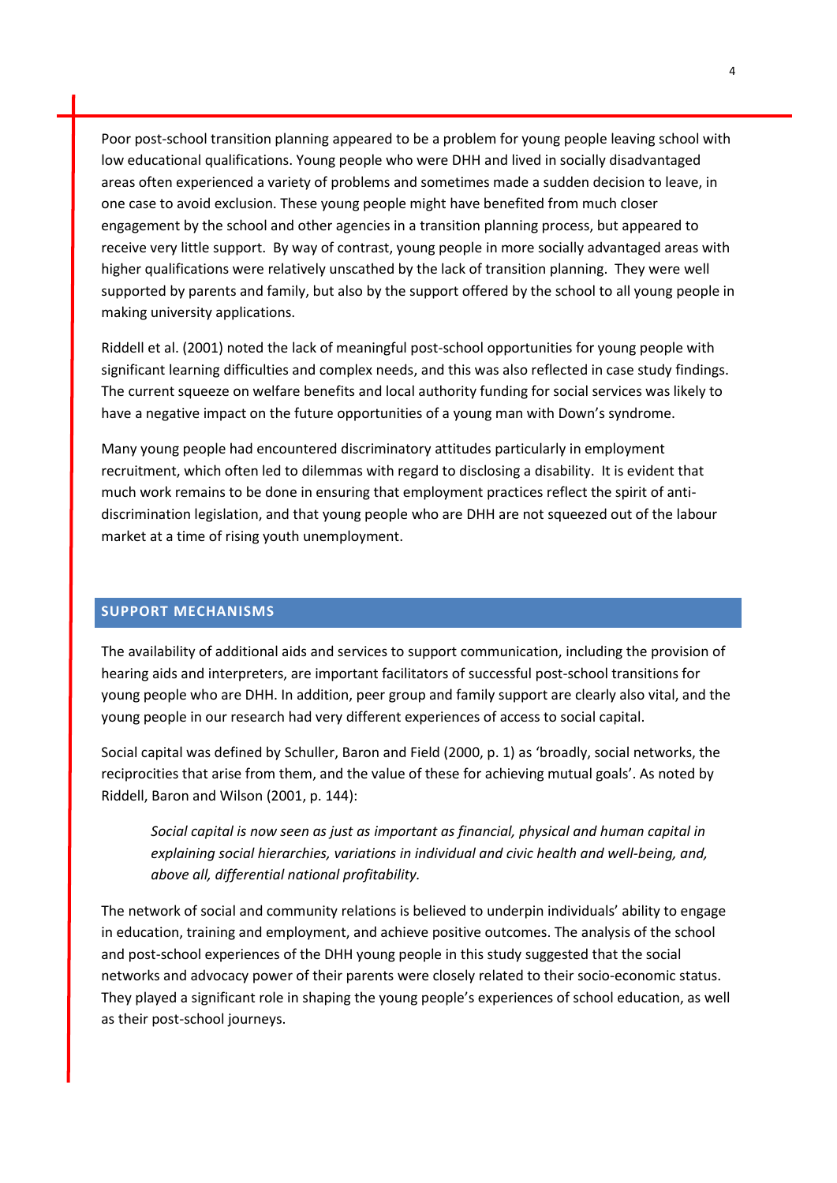Poor post-school transition planning appeared to be a problem for young people leaving school with low educational qualifications. Young people who were DHH and lived in socially disadvantaged areas often experienced a variety of problems and sometimes made a sudden decision to leave, in one case to avoid exclusion. These young people might have benefited from much closer engagement by the school and other agencies in a transition planning process, but appeared to receive very little support. By way of contrast, young people in more socially advantaged areas with higher qualifications were relatively unscathed by the lack of transition planning. They were well supported by parents and family, but also by the support offered by the school to all young people in making university applications.

Riddell et al. (2001) noted the lack of meaningful post-school opportunities for young people with significant learning difficulties and complex needs, and this was also reflected in case study findings. The current squeeze on welfare benefits and local authority funding for social services was likely to have a negative impact on the future opportunities of a young man with Down's syndrome.

Many young people had encountered discriminatory attitudes particularly in employment recruitment, which often led to dilemmas with regard to disclosing a disability. It is evident that much work remains to be done in ensuring that employment practices reflect the spirit of anti-discrimination legislation, and that young people who are DHH are not squeezed out of the labour market at a time of rising youth unemployment.

## SUPPORT MECHANISMS

The availability of additional aids and services to support communication, including the provision of hearing aids and interpreters, are important facilitators of successful post-school transitions for young people who are DHH. In addition, peer group and family support are clearly also vital, and the young people in our research had very different experiences of access to social capital.

Social capital was defined by Schuller, Baron and Field (2000, p. 1) as 'broadly, social networks, the reciprocities that arise from them, and the value of these for achieving mutual goals'. As noted by Riddell, Baron and Wilson (2001, p. 144):

> *Social capital is now seen as just as important as financial, physical and human capital in explaining social hierarchies, variations in individual and civic health and well-being, and, above all, differential national profitability.*

The network of social and community relations is believed to underpin individuals' ability to engage in education, training and employment, and achieve positive outcomes. The analysis of the school and post-school experiences of the DHH young people in this study suggested that the social networks and advocacy power of their parents were closely related to their socio-economic status. They played a significant role in shaping the young people's experiences of school education, as well as their post-school journeys.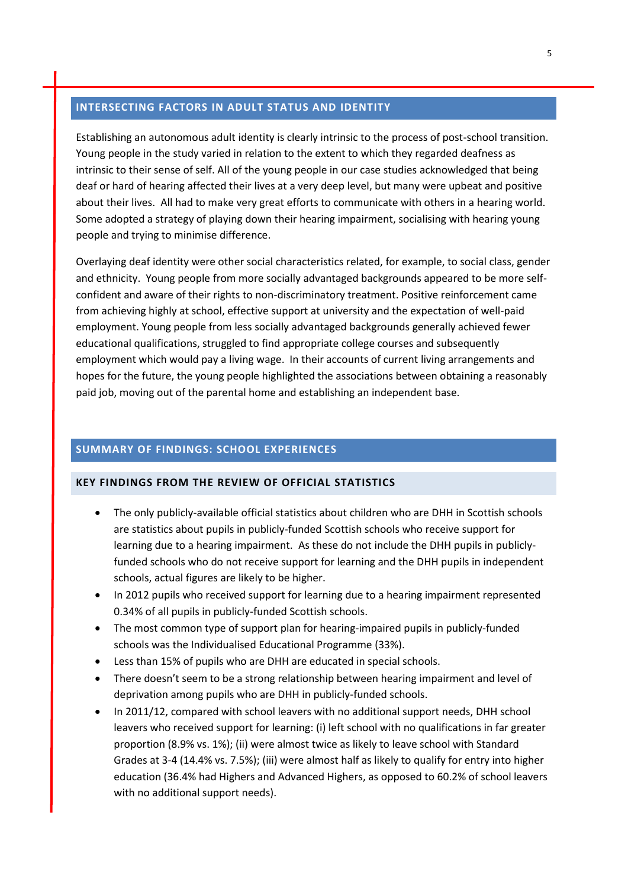## INTERSECTING FACTORS IN ADULT STATUS AND IDENTITY

Establishing an autonomous adult identity is clearly intrinsic to the process of post-school transition. Young people in the study varied in relation to the extent to which they regarded deafness as intrinsic to their sense of self. All of the young people in our case studies acknowledged that being deaf or hard of hearing affected their lives at a very deep level, but many were upbeat and positive about their lives. All had to make very great efforts to communicate with others in a hearing world. Some adopted a strategy of playing down their hearing impairment, socialising with hearing young people and trying to minimise difference.

Overlaying deaf identity were other social characteristics related, for example, to social class, gender and ethnicity. Young people from more socially advantaged backgrounds appeared to be more self-confident and aware of their rights to non-discriminatory treatment. Positive reinforcement came from achieving highly at school, effective support at university and the expectation of well-paid employment. Young people from less socially advantaged backgrounds generally achieved fewer educational qualifications, struggled to find appropriate college courses and subsequently employment which would pay a living wage. In their accounts of current living arrangements and hopes for the future, the young people highlighted the associations between obtaining a reasonably paid job, moving out of the parental home and establishing an independent base.

## SUMMARY OF FINDINGS: SCHOOL EXPERIENCES

### KEY FINDINGS FROM THE REVIEW OF OFFICIAL STATISTICS

- The only publicly-available official statistics about children who are DHH in Scottish schools are statistics about pupils in publicly-funded Scottish schools who receive support for learning due to a hearing impairment. As these do not include the DHH pupils in publicly-funded schools who do not receive support for learning and the DHH pupils in independent schools, actual figures are likely to be higher.
- In 2012 pupils who received support for learning due to a hearing impairment represented 0.34% of all pupils in publicly-funded Scottish schools.
- The most common type of support plan for hearing-impaired pupils in publicly-funded schools was the Individualised Educational Programme (33%).
- Less than 15% of pupils who are DHH are educated in special schools.
- There doesn't seem to be a strong relationship between hearing impairment and level of deprivation among pupils who are DHH in publicly-funded schools.
- In 2011/12, compared with school leavers with no additional support needs, DHH school leavers who received support for learning: (i) left school with no qualifications in far greater proportion (8.9% vs. 1%); (ii) were almost twice as likely to leave school with Standard Grades at 3-4 (14.4% vs. 7.5%); (iii) were almost half as likely to qualify for entry into higher education (36.4% had Highers and Advanced Highers, as opposed to 60.2% of school leavers with no additional support needs).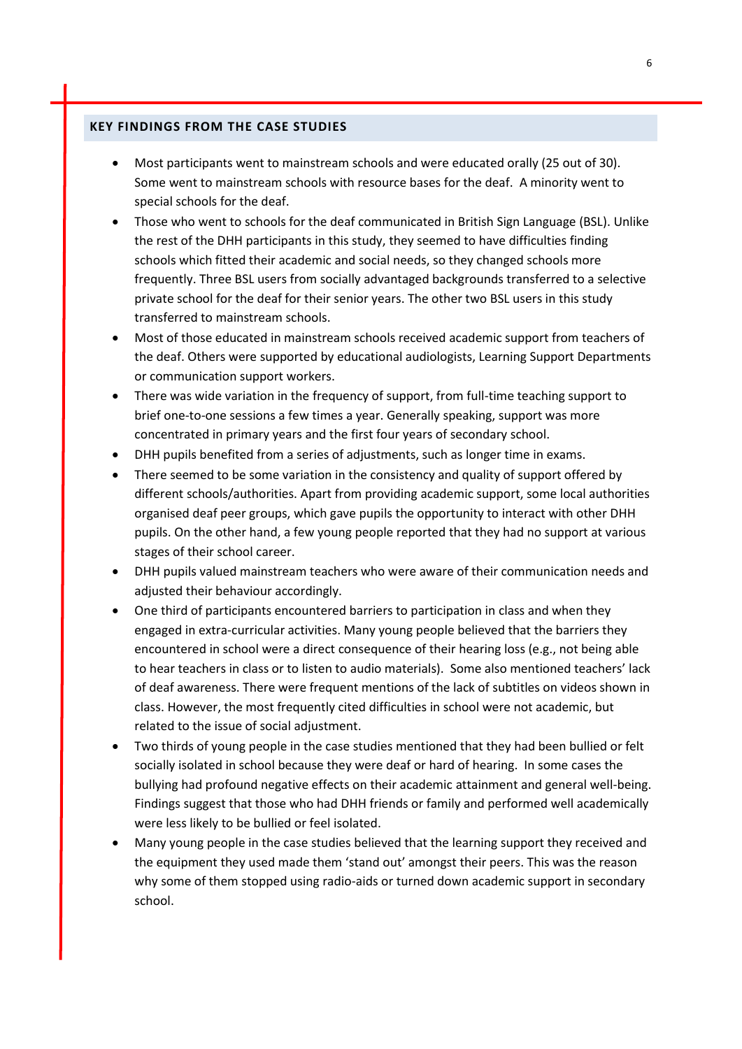## KEY FINDINGS FROM THE CASE STUDIES

- Most participants went to mainstream schools and were educated orally (25 out of 30). Some went to mainstream schools with resource bases for the deaf. A minority went to special schools for the deaf.
- Those who went to schools for the deaf communicated in British Sign Language (BSL). Unlike the rest of the DHH participants in this study, they seemed to have difficulties finding schools which fitted their academic and social needs, so they changed schools more frequently. Three BSL users from socially advantaged backgrounds transferred to a selective private school for the deaf for their senior years. The other two BSL users in this study transferred to mainstream schools.
- Most of those educated in mainstream schools received academic support from teachers of the deaf. Others were supported by educational audiologists, Learning Support Departments or communication support workers.
- There was wide variation in the frequency of support, from full-time teaching support to brief one-to-one sessions a few times a year. Generally speaking, support was more concentrated in primary years and the first four years of secondary school.
- DHH pupils benefited from a series of adjustments, such as longer time in exams.
- There seemed to be some variation in the consistency and quality of support offered by different schools/authorities. Apart from providing academic support, some local authorities organised deaf peer groups, which gave pupils the opportunity to interact with other DHH pupils. On the other hand, a few young people reported that they had no support at various stages of their school career.
- DHH pupils valued mainstream teachers who were aware of their communication needs and adjusted their behaviour accordingly.
- One third of participants encountered barriers to participation in class and when they engaged in extra-curricular activities. Many young people believed that the barriers they encountered in school were a direct consequence of their hearing loss (e.g., not being able to hear teachers in class or to listen to audio materials). Some also mentioned teachers' lack of deaf awareness. There were frequent mentions of the lack of subtitles on videos shown in class. However, the most frequently cited difficulties in school were not academic, but related to the issue of social adjustment.
- Two thirds of young people in the case studies mentioned that they had been bullied or felt socially isolated in school because they were deaf or hard of hearing. In some cases the bullying had profound negative effects on their academic attainment and general well-being. Findings suggest that those who had DHH friends or family and performed well academically were less likely to be bullied or feel isolated.
- Many young people in the case studies believed that the learning support they received and the equipment they used made them 'stand out' amongst their peers. This was the reason why some of them stopped using radio-aids or turned down academic support in secondary school.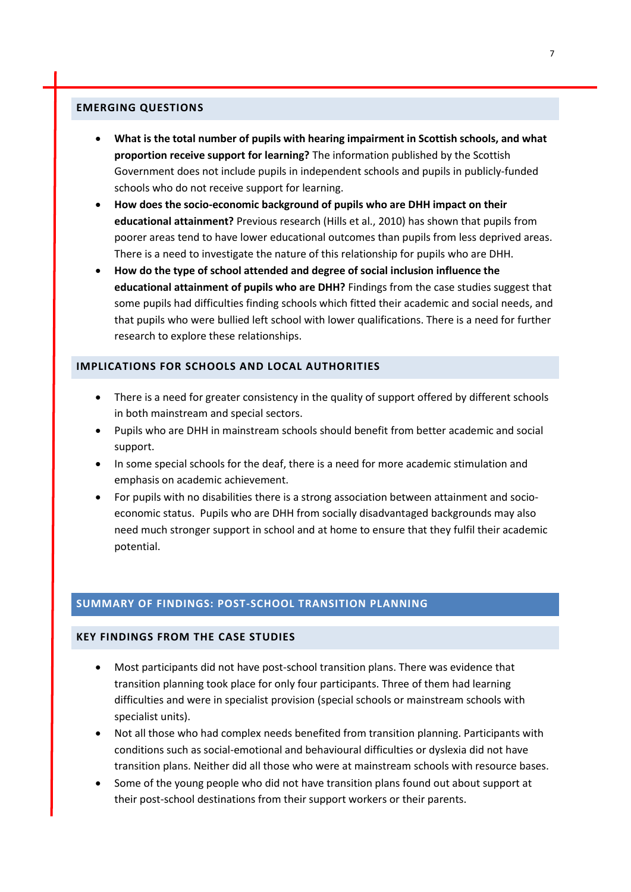## EMERGING QUESTIONS

- **What is the total number of pupils with hearing impairment in Scottish schools, and what proportion receive support for learning?** The information published by the Scottish Government does not include pupils in independent schools and pupils in publicly-funded schools who do not receive support for learning.
- **How does the socio-economic background of pupils who are DHH impact on their educational attainment?** Previous research (Hills et al., 2010) has shown that pupils from poorer areas tend to have lower educational outcomes than pupils from less deprived areas. There is a need to investigate the nature of this relationship for pupils who are DHH.
- **How do the type of school attended and degree of social inclusion influence the educational attainment of pupils who are DHH?** Findings from the case studies suggest that some pupils had difficulties finding schools which fitted their academic and social needs, and that pupils who were bullied left school with lower qualifications. There is a need for further research to explore these relationships.

## IMPLICATIONS FOR SCHOOLS AND LOCAL AUTHORITIES

- There is a need for greater consistency in the quality of support offered by different schools in both mainstream and special sectors.
- Pupils who are DHH in mainstream schools should benefit from better academic and social support.
- In some special schools for the deaf, there is a need for more academic stimulation and emphasis on academic achievement.
- For pupils with no disabilities there is a strong association between attainment and socio-economic status. Pupils who are DHH from socially disadvantaged backgrounds may also need much stronger support in school and at home to ensure that they fulfil their academic potential.

## SUMMARY OF FINDINGS: POST-SCHOOL TRANSITION PLANNING

### KEY FINDINGS FROM THE CASE STUDIES

- Most participants did not have post-school transition plans. There was evidence that transition planning took place for only four participants. Three of them had learning difficulties and were in specialist provision (special schools or mainstream schools with specialist units).
- Not all those who had complex needs benefited from transition planning. Participants with conditions such as social-emotional and behavioural difficulties or dyslexia did not have transition plans. Neither did all those who were at mainstream schools with resource bases.
- Some of the young people who did not have transition plans found out about support at their post-school destinations from their support workers or their parents.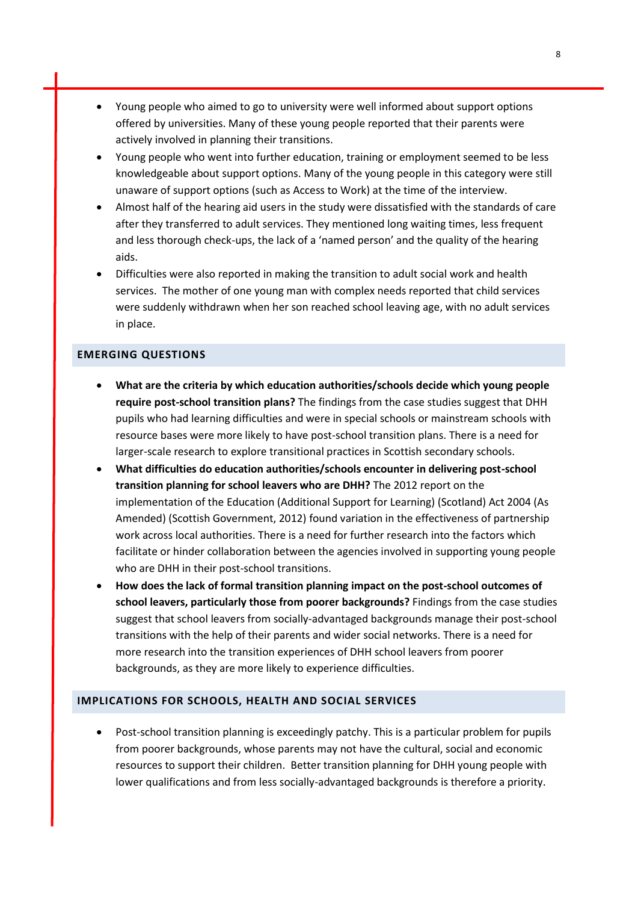- Young people who aimed to go to university were well informed about support options offered by universities. Many of these young people reported that their parents were actively involved in planning their transitions.
- Young people who went into further education, training or employment seemed to be less knowledgeable about support options. Many of the young people in this category were still unaware of support options (such as Access to Work) at the time of the interview.
- Almost half of the hearing aid users in the study were dissatisfied with the standards of care after they transferred to adult services. They mentioned long waiting times, less frequent and less thorough check-ups, the lack of a 'named person' and the quality of the hearing aids.
- Difficulties were also reported in making the transition to adult social work and health services. The mother of one young man with complex needs reported that child services were suddenly withdrawn when her son reached school leaving age, with no adult services in place.

## EMERGING QUESTIONS

- **What are the criteria by which education authorities/schools decide which young people require post-school transition plans?** The findings from the case studies suggest that DHH pupils who had learning difficulties and were in special schools or mainstream schools with resource bases were more likely to have post-school transition plans. There is a need for larger-scale research to explore transitional practices in Scottish secondary schools.
- **What difficulties do education authorities/schools encounter in delivering post-school transition planning for school leavers who are DHH?** The 2012 report on the implementation of the Education (Additional Support for Learning) (Scotland) Act 2004 (As Amended) (Scottish Government, 2012) found variation in the effectiveness of partnership work across local authorities. There is a need for further research into the factors which facilitate or hinder collaboration between the agencies involved in supporting young people who are DHH in their post-school transitions.
- **How does the lack of formal transition planning impact on the post-school outcomes of school leavers, particularly those from poorer backgrounds?** Findings from the case studies suggest that school leavers from socially-advantaged backgrounds manage their post-school transitions with the help of their parents and wider social networks. There is a need for more research into the transition experiences of DHH school leavers from poorer backgrounds, as they are more likely to experience difficulties.

## IMPLICATIONS FOR SCHOOLS, HEALTH AND SOCIAL SERVICES

- Post-school transition planning is exceedingly patchy. This is a particular problem for pupils from poorer backgrounds, whose parents may not have the cultural, social and economic resources to support their children. Better transition planning for DHH young people with lower qualifications and from less socially-advantaged backgrounds is therefore a priority.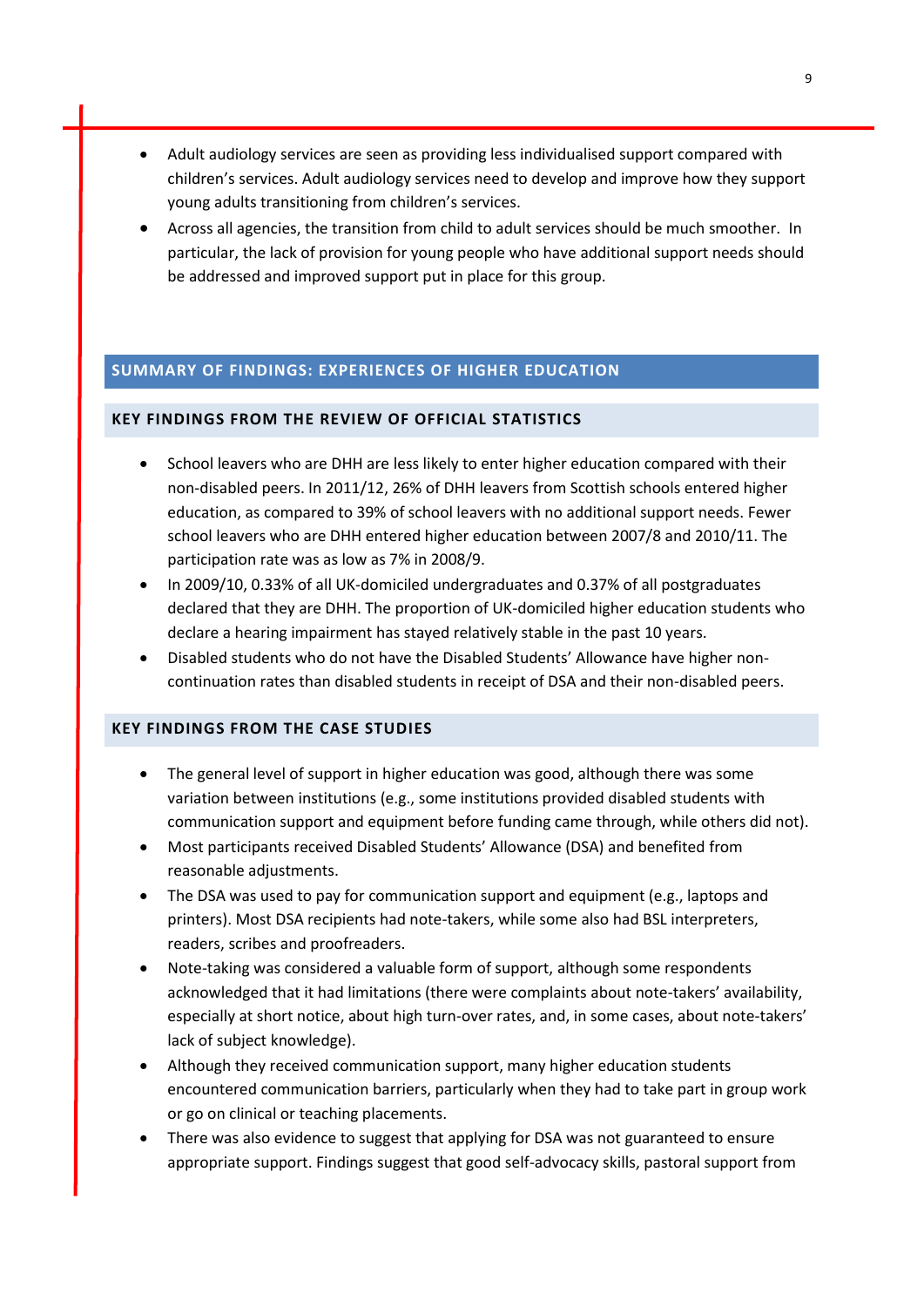- Adult audiology services are seen as providing less individualised support compared with children's services. Adult audiology services need to develop and improve how they support young adults transitioning from children's services.
- Across all agencies, the transition from child to adult services should be much smoother. In particular, the lack of provision for young people who have additional support needs should be addressed and improved support put in place for this group.

## SUMMARY OF FINDINGS: EXPERIENCES OF HIGHER EDUCATION

### KEY FINDINGS FROM THE REVIEW OF OFFICIAL STATISTICS

- School leavers who are DHH are less likely to enter higher education compared with their non-disabled peers. In 2011/12, 26% of DHH leavers from Scottish schools entered higher education, as compared to 39% of school leavers with no additional support needs. Fewer school leavers who are DHH entered higher education between 2007/8 and 2010/11. The participation rate was as low as 7% in 2008/9.
- In 2009/10, 0.33% of all UK-domiciled undergraduates and 0.37% of all postgraduates declared that they are DHH. The proportion of UK-domiciled higher education students who declare a hearing impairment has stayed relatively stable in the past 10 years.
- Disabled students who do not have the Disabled Students' Allowance have higher non-continuation rates than disabled students in receipt of DSA and their non-disabled peers.

### KEY FINDINGS FROM THE CASE STUDIES

- The general level of support in higher education was good, although there was some variation between institutions (e.g., some institutions provided disabled students with communication support and equipment before funding came through, while others did not).
- Most participants received Disabled Students' Allowance (DSA) and benefited from reasonable adjustments.
- The DSA was used to pay for communication support and equipment (e.g., laptops and printers). Most DSA recipients had note-takers, while some also had BSL interpreters, readers, scribes and proofreaders.
- Note-taking was considered a valuable form of support, although some respondents acknowledged that it had limitations (there were complaints about note-takers' availability, especially at short notice, about high turn-over rates, and, in some cases, about note-takers' lack of subject knowledge).
- Although they received communication support, many higher education students encountered communication barriers, particularly when they had to take part in group work or go on clinical or teaching placements.
- There was also evidence to suggest that applying for DSA was not guaranteed to ensure appropriate support. Findings suggest that good self-advocacy skills, pastoral support from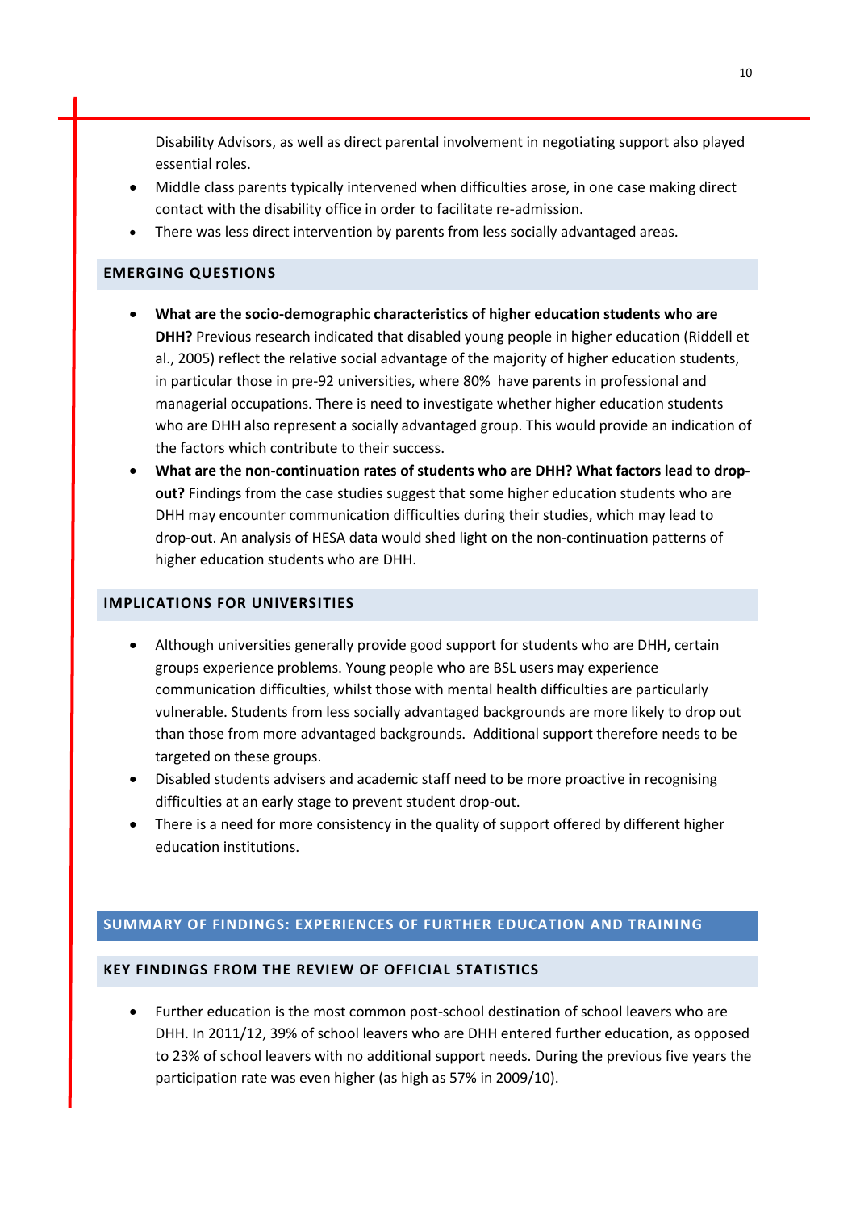Disability Advisors, as well as direct parental involvement in negotiating support also played essential roles.

- Middle class parents typically intervened when difficulties arose, in one case making direct contact with the disability office in order to facilitate re-admission.
- There was less direct intervention by parents from less socially advantaged areas.

## EMERGING QUESTIONS

- **What are the socio-demographic characteristics of higher education students who are DHH?** Previous research indicated that disabled young people in higher education (Riddell et al., 2005) reflect the relative social advantage of the majority of higher education students, in particular those in pre-92 universities, where 80% have parents in professional and managerial occupations. There is need to investigate whether higher education students who are DHH also represent a socially advantaged group. This would provide an indication of the factors which contribute to their success.
- **What are the non-continuation rates of students who are DHH? What factors lead to drop-out?** Findings from the case studies suggest that some higher education students who are DHH may encounter communication difficulties during their studies, which may lead to drop-out. An analysis of HESA data would shed light on the non-continuation patterns of higher education students who are DHH.

## IMPLICATIONS FOR UNIVERSITIES

- Although universities generally provide good support for students who are DHH, certain groups experience problems. Young people who are BSL users may experience communication difficulties, whilst those with mental health difficulties are particularly vulnerable. Students from less socially advantaged backgrounds are more likely to drop out than those from more advantaged backgrounds. Additional support therefore needs to be targeted on these groups.
- Disabled students advisers and academic staff need to be more proactive in recognising difficulties at an early stage to prevent student drop-out.
- There is a need for more consistency in the quality of support offered by different higher education institutions.

# SUMMARY OF FINDINGS: EXPERIENCES OF FURTHER EDUCATION AND TRAINING

## KEY FINDINGS FROM THE REVIEW OF OFFICIAL STATISTICS

- Further education is the most common post-school destination of school leavers who are DHH. In 2011/12, 39% of school leavers who are DHH entered further education, as opposed to 23% of school leavers with no additional support needs. During the previous five years the participation rate was even higher (as high as 57% in 2009/10).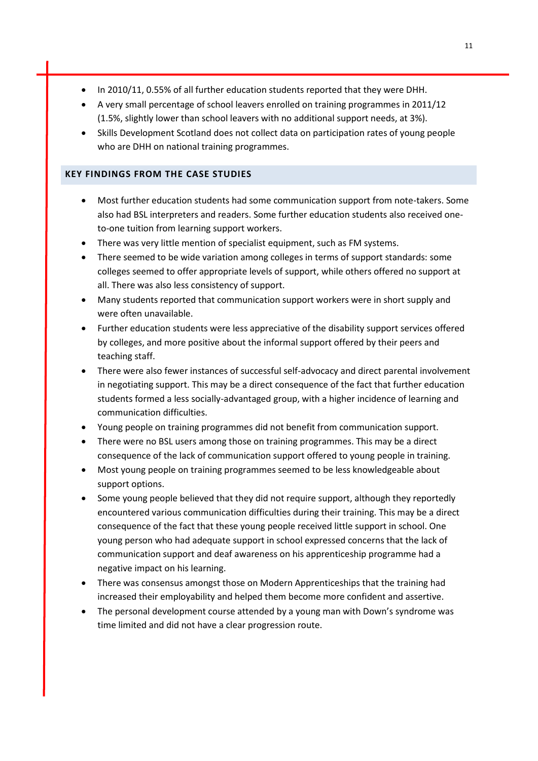- In 2010/11, 0.55% of all further education students reported that they were DHH.
- A very small percentage of school leavers enrolled on training programmes in 2011/12 (1.5%, slightly lower than school leavers with no additional support needs, at 3%).
- Skills Development Scotland does not collect data on participation rates of young people who are DHH on national training programmes.

## KEY FINDINGS FROM THE CASE STUDIES

- Most further education students had some communication support from note-takers. Some also had BSL interpreters and readers. Some further education students also received one-to-one tuition from learning support workers.
- There was very little mention of specialist equipment, such as FM systems.
- There seemed to be wide variation among colleges in terms of support standards: some colleges seemed to offer appropriate levels of support, while others offered no support at all. There was also less consistency of support.
- Many students reported that communication support workers were in short supply and were often unavailable.
- Further education students were less appreciative of the disability support services offered by colleges, and more positive about the informal support offered by their peers and teaching staff.
- There were also fewer instances of successful self-advocacy and direct parental involvement in negotiating support. This may be a direct consequence of the fact that further education students formed a less socially-advantaged group, with a higher incidence of learning and communication difficulties.
- Young people on training programmes did not benefit from communication support.
- There were no BSL users among those on training programmes. This may be a direct consequence of the lack of communication support offered to young people in training.
- Most young people on training programmes seemed to be less knowledgeable about support options.
- Some young people believed that they did not require support, although they reportedly encountered various communication difficulties during their training. This may be a direct consequence of the fact that these young people received little support in school. One young person who had adequate support in school expressed concerns that the lack of communication support and deaf awareness on his apprenticeship programme had a negative impact on his learning.
- There was consensus amongst those on Modern Apprenticeships that the training had increased their employability and helped them become more confident and assertive.
- The personal development course attended by a young man with Down's syndrome was time limited and did not have a clear progression route.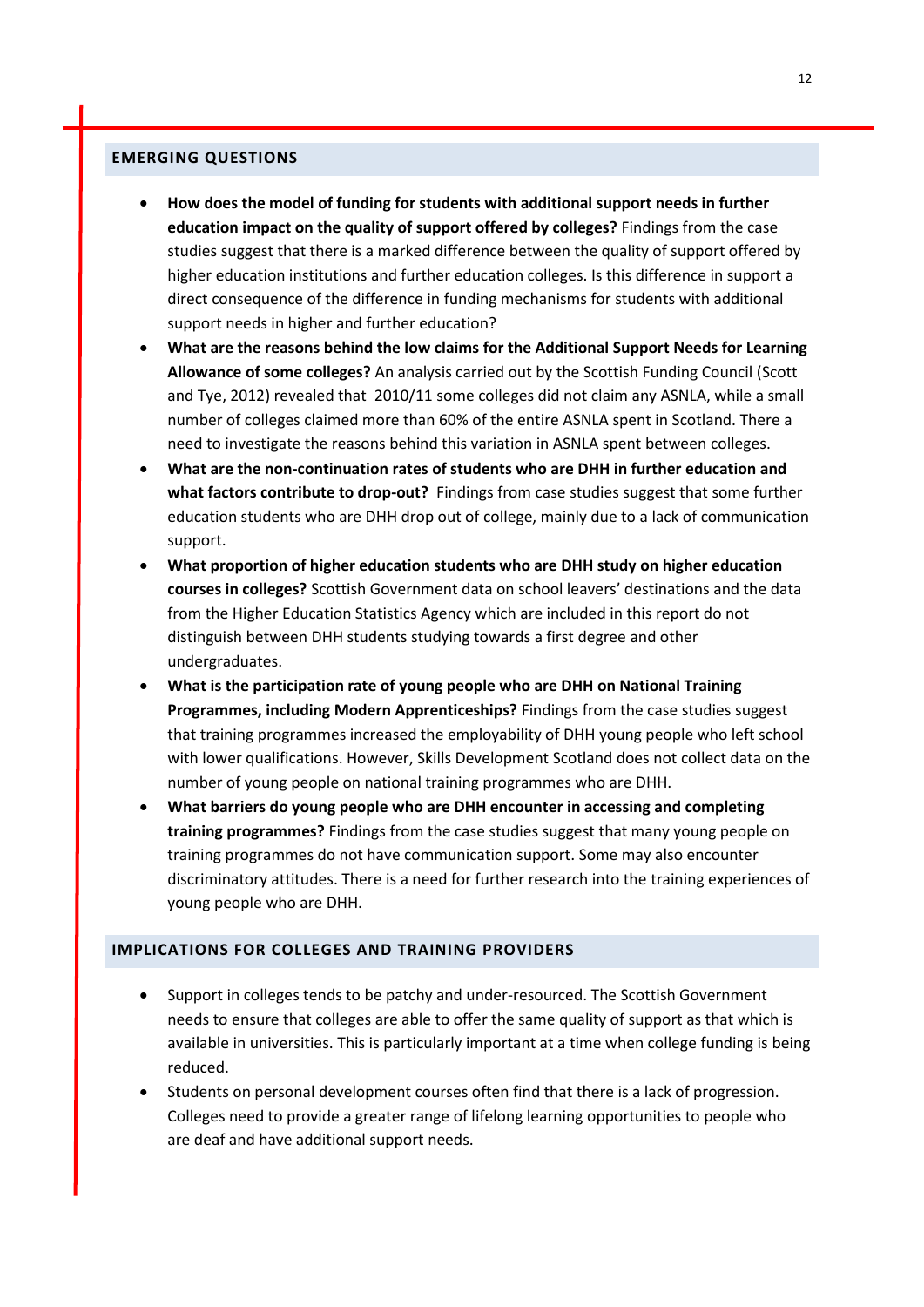## EMERGING QUESTIONS

- **How does the model of funding for students with additional support needs in further education impact on the quality of support offered by colleges?** Findings from the case studies suggest that there is a marked difference between the quality of support offered by higher education institutions and further education colleges. Is this difference in support a direct consequence of the difference in funding mechanisms for students with additional support needs in higher and further education?
- **What are the reasons behind the low claims for the Additional Support Needs for Learning Allowance of some colleges?** An analysis carried out by the Scottish Funding Council (Scott and Tye, 2012) revealed that 2010/11 some colleges did not claim any ASNLA, while a small number of colleges claimed more than 60% of the entire ASNLA spent in Scotland. There a need to investigate the reasons behind this variation in ASNLA spent between colleges.
- **What are the non-continuation rates of students who are DHH in further education and what factors contribute to drop-out?** Findings from case studies suggest that some further education students who are DHH drop out of college, mainly due to a lack of communication support.
- **What proportion of higher education students who are DHH study on higher education courses in colleges?** Scottish Government data on school leavers' destinations and the data from the Higher Education Statistics Agency which are included in this report do not distinguish between DHH students studying towards a first degree and other undergraduates.
- **What is the participation rate of young people who are DHH on National Training Programmes, including Modern Apprenticeships?** Findings from the case studies suggest that training programmes increased the employability of DHH young people who left school with lower qualifications. However, Skills Development Scotland does not collect data on the number of young people on national training programmes who are DHH.
- **What barriers do young people who are DHH encounter in accessing and completing training programmes?** Findings from the case studies suggest that many young people on training programmes do not have communication support. Some may also encounter discriminatory attitudes. There is a need for further research into the training experiences of young people who are DHH.

## IMPLICATIONS FOR COLLEGES AND TRAINING PROVIDERS

- Support in colleges tends to be patchy and under-resourced. The Scottish Government needs to ensure that colleges are able to offer the same quality of support as that which is available in universities. This is particularly important at a time when college funding is being reduced.
- Students on personal development courses often find that there is a lack of progression. Colleges need to provide a greater range of lifelong learning opportunities to people who are deaf and have additional support needs.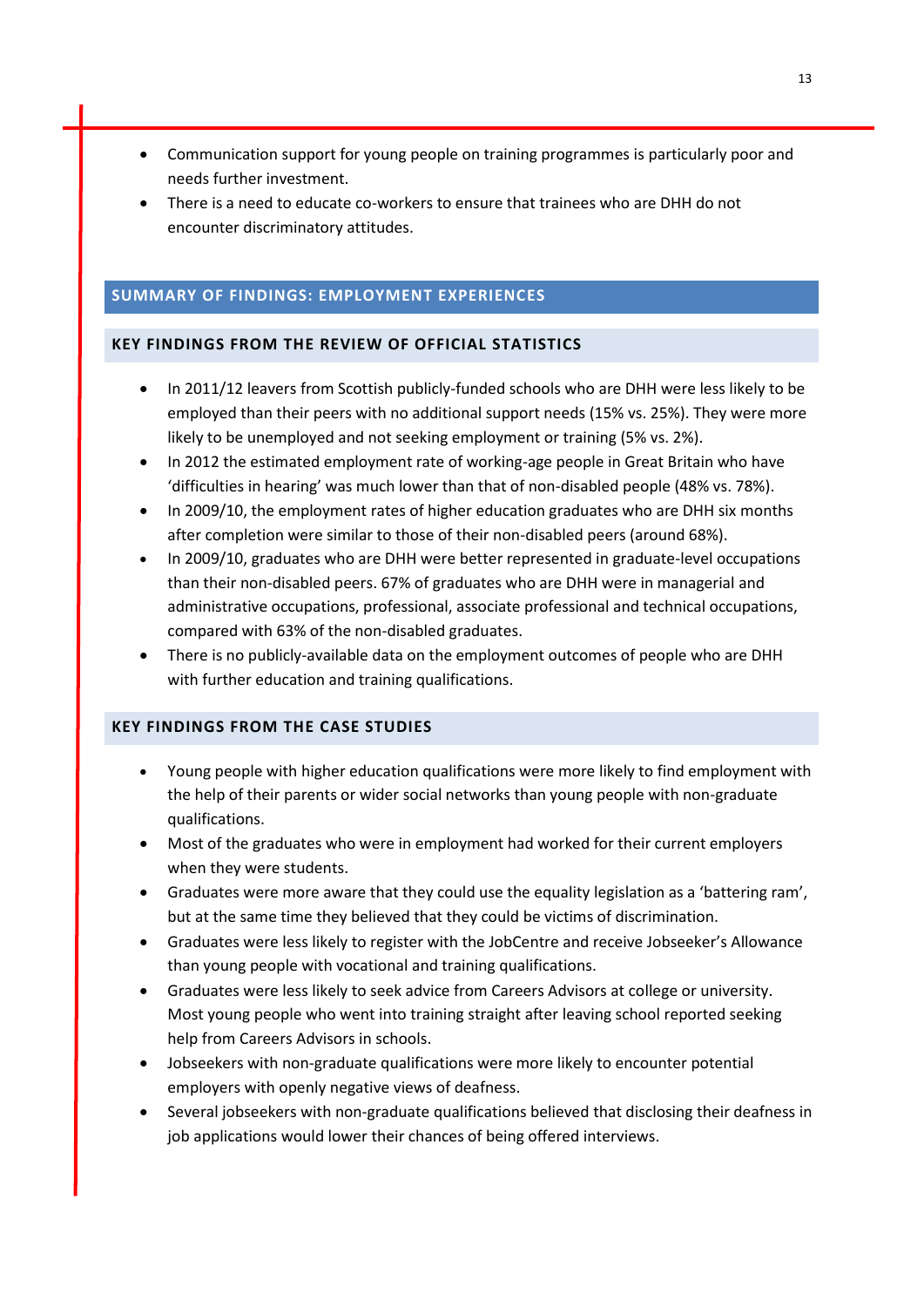- Communication support for young people on training programmes is particularly poor and needs further investment.
- There is a need to educate co-workers to ensure that trainees who are DHH do not encounter discriminatory attitudes.

## SUMMARY OF FINDINGS: EMPLOYMENT EXPERIENCES

### KEY FINDINGS FROM THE REVIEW OF OFFICIAL STATISTICS

- In 2011/12 leavers from Scottish publicly-funded schools who are DHH were less likely to be employed than their peers with no additional support needs (15% vs. 25%). They were more likely to be unemployed and not seeking employment or training (5% vs. 2%).
- In 2012 the estimated employment rate of working-age people in Great Britain who have 'difficulties in hearing' was much lower than that of non-disabled people (48% vs. 78%).
- In 2009/10, the employment rates of higher education graduates who are DHH six months after completion were similar to those of their non-disabled peers (around 68%).
- In 2009/10, graduates who are DHH were better represented in graduate-level occupations than their non-disabled peers. 67% of graduates who are DHH were in managerial and administrative occupations, professional, associate professional and technical occupations, compared with 63% of the non-disabled graduates.
- There is no publicly-available data on the employment outcomes of people who are DHH with further education and training qualifications.

### KEY FINDINGS FROM THE CASE STUDIES

- Young people with higher education qualifications were more likely to find employment with the help of their parents or wider social networks than young people with non-graduate qualifications.
- Most of the graduates who were in employment had worked for their current employers when they were students.
- Graduates were more aware that they could use the equality legislation as a 'battering ram', but at the same time they believed that they could be victims of discrimination.
- Graduates were less likely to register with the JobCentre and receive Jobseeker's Allowance than young people with vocational and training qualifications.
- Graduates were less likely to seek advice from Careers Advisors at college or university. Most young people who went into training straight after leaving school reported seeking help from Careers Advisors in schools.
- Jobseekers with non-graduate qualifications were more likely to encounter potential employers with openly negative views of deafness.
- Several jobseekers with non-graduate qualifications believed that disclosing their deafness in job applications would lower their chances of being offered interviews.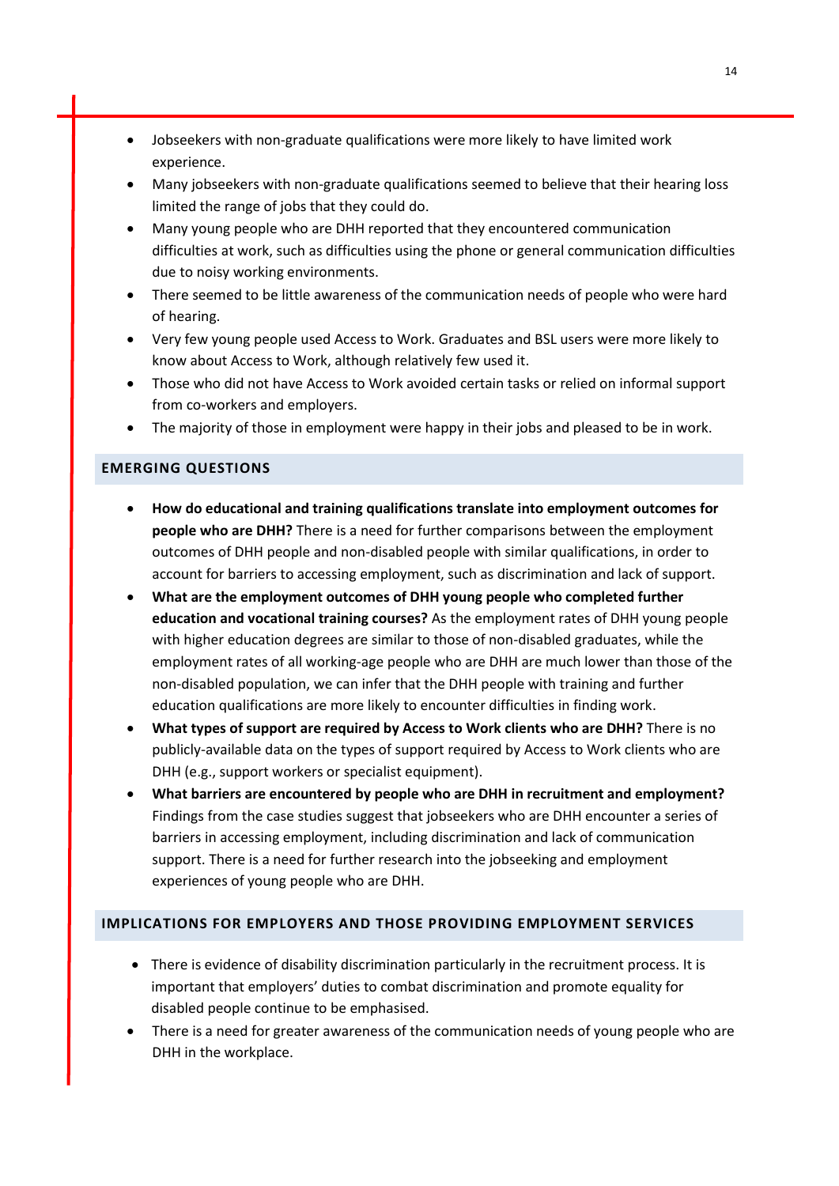- Jobseekers with non-graduate qualifications were more likely to have limited work experience.
- Many jobseekers with non-graduate qualifications seemed to believe that their hearing loss limited the range of jobs that they could do.
- Many young people who are DHH reported that they encountered communication difficulties at work, such as difficulties using the phone or general communication difficulties due to noisy working environments.
- There seemed to be little awareness of the communication needs of people who were hard of hearing.
- Very few young people used Access to Work. Graduates and BSL users were more likely to know about Access to Work, although relatively few used it.
- Those who did not have Access to Work avoided certain tasks or relied on informal support from co-workers and employers.
- The majority of those in employment were happy in their jobs and pleased to be in work.

## EMERGING QUESTIONS

- **How do educational and training qualifications translate into employment outcomes for people who are DHH?** There is a need for further comparisons between the employment outcomes of DHH people and non-disabled people with similar qualifications, in order to account for barriers to accessing employment, such as discrimination and lack of support.
- **What are the employment outcomes of DHH young people who completed further education and vocational training courses?** As the employment rates of DHH young people with higher education degrees are similar to those of non-disabled graduates, while the employment rates of all working-age people who are DHH are much lower than those of the non-disabled population, we can infer that the DHH people with training and further education qualifications are more likely to encounter difficulties in finding work.
- **What types of support are required by Access to Work clients who are DHH?** There is no publicly-available data on the types of support required by Access to Work clients who are DHH (e.g., support workers or specialist equipment).
- **What barriers are encountered by people who are DHH in recruitment and employment?** Findings from the case studies suggest that jobseekers who are DHH encounter a series of barriers in accessing employment, including discrimination and lack of communication support. There is a need for further research into the jobseeking and employment experiences of young people who are DHH.

## IMPLICATIONS FOR EMPLOYERS AND THOSE PROVIDING EMPLOYMENT SERVICES

- There is evidence of disability discrimination particularly in the recruitment process. It is important that employers' duties to combat discrimination and promote equality for disabled people continue to be emphasised.
- There is a need for greater awareness of the communication needs of young people who are DHH in the workplace.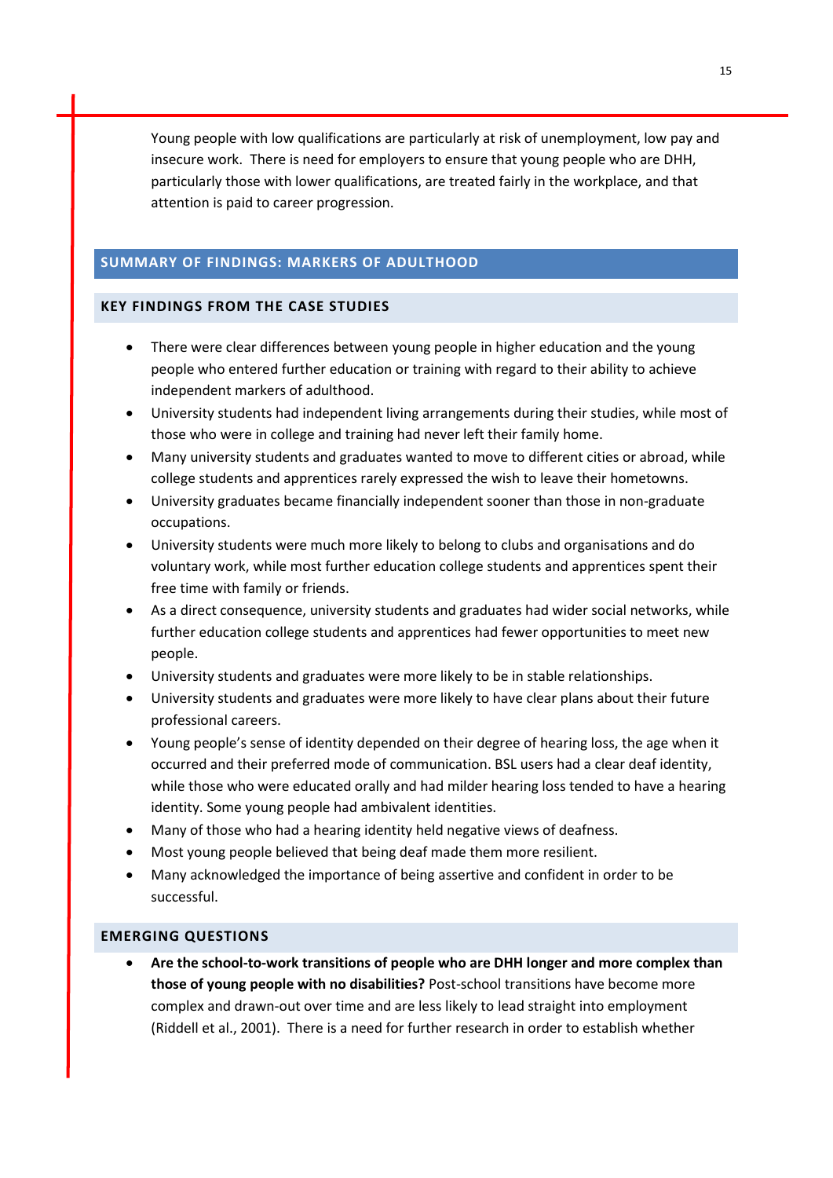Young people with low qualifications are particularly at risk of unemployment, low pay and insecure work. There is need for employers to ensure that young people who are DHH, particularly those with lower qualifications, are treated fairly in the workplace, and that attention is paid to career progression.

## SUMMARY OF FINDINGS: MARKERS OF ADULTHOOD

### KEY FINDINGS FROM THE CASE STUDIES

- There were clear differences between young people in higher education and the young people who entered further education or training with regard to their ability to achieve independent markers of adulthood.
- University students had independent living arrangements during their studies, while most of those who were in college and training had never left their family home.
- Many university students and graduates wanted to move to different cities or abroad, while college students and apprentices rarely expressed the wish to leave their hometowns.
- University graduates became financially independent sooner than those in non-graduate occupations.
- University students were much more likely to belong to clubs and organisations and do voluntary work, while most further education college students and apprentices spent their free time with family or friends.
- As a direct consequence, university students and graduates had wider social networks, while further education college students and apprentices had fewer opportunities to meet new people.
- University students and graduates were more likely to be in stable relationships.
- University students and graduates were more likely to have clear plans about their future professional careers.
- Young people's sense of identity depended on their degree of hearing loss, the age when it occurred and their preferred mode of communication. BSL users had a clear deaf identity, while those who were educated orally and had milder hearing loss tended to have a hearing identity. Some young people had ambivalent identities.
- Many of those who had a hearing identity held negative views of deafness.
- Most young people believed that being deaf made them more resilient.
- Many acknowledged the importance of being assertive and confident in order to be successful.

### EMERGING QUESTIONS

- **Are the school-to-work transitions of people who are DHH longer and more complex than those of young people with no disabilities?** Post-school transitions have become more complex and drawn-out over time and are less likely to lead straight into employment (Riddell et al., 2001). There is a need for further research in order to establish whether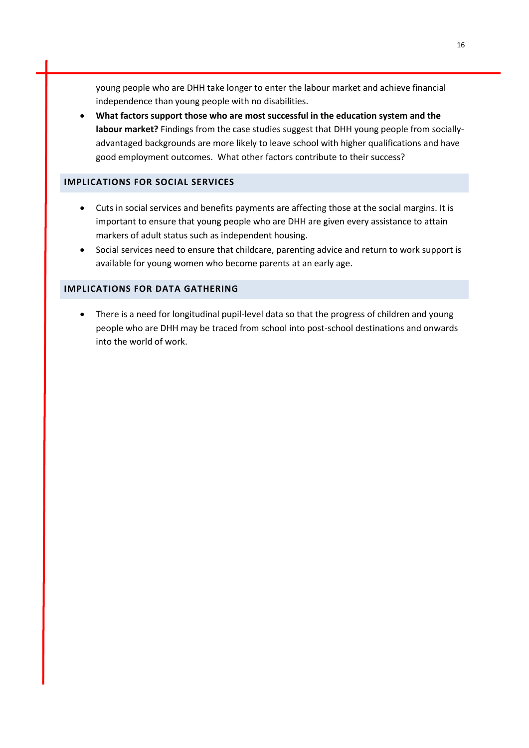young people who are DHH take longer to enter the labour market and achieve financial independence than young people with no disabilities.

- **What factors support those who are most successful in the education system and the labour market?** Findings from the case studies suggest that DHH young people from socially-advantaged backgrounds are more likely to leave school with higher qualifications and have good employment outcomes. What other factors contribute to their success?

## IMPLICATIONS FOR SOCIAL SERVICES

- Cuts in social services and benefits payments are affecting those at the social margins. It is important to ensure that young people who are DHH are given every assistance to attain markers of adult status such as independent housing.
- Social services need to ensure that childcare, parenting advice and return to work support is available for young women who become parents at an early age.

## IMPLICATIONS FOR DATA GATHERING

- There is a need for longitudinal pupil-level data so that the progress of children and young people who are DHH may be traced from school into post-school destinations and onwards into the world of work.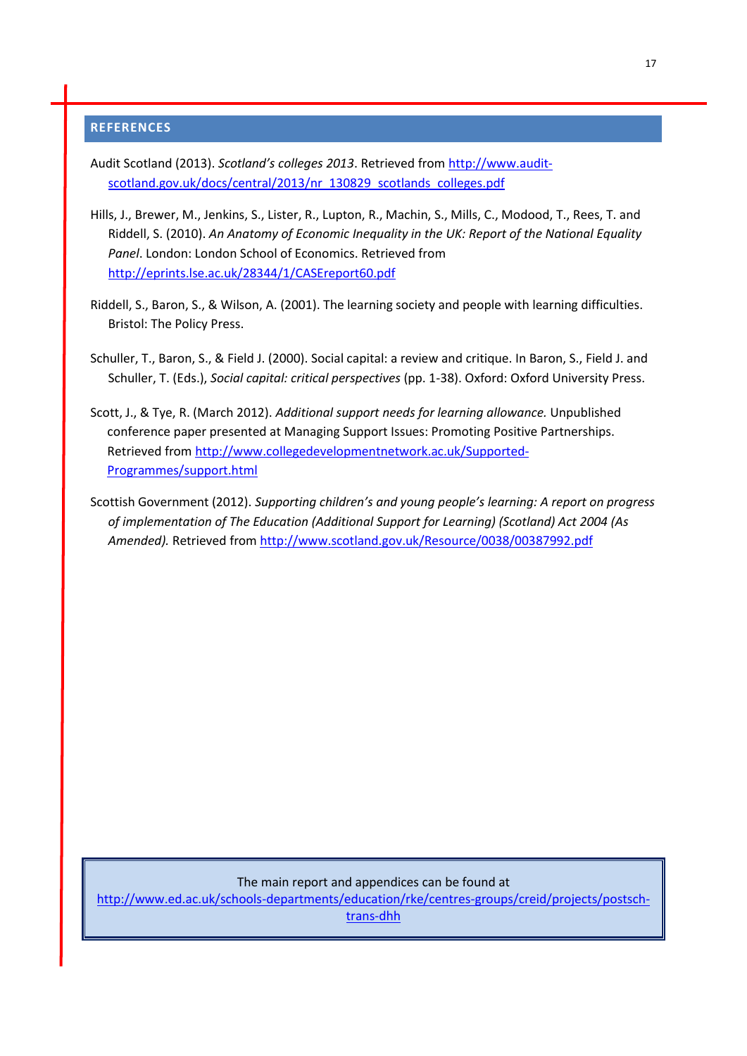## REFERENCES

Audit Scotland (2013). *Scotland's colleges 2013*. Retrieved from http://www.audit-scotland.gov.uk/docs/central/2013/nr_130829_scotlands_colleges.pdf

Hills, J., Brewer, M., Jenkins, S., Lister, R., Lupton, R., Machin, S., Mills, C., Modood, T., Rees, T. and Riddell, S. (2010). *An Anatomy of Economic Inequality in the UK: Report of the National Equality Panel*. London: London School of Economics. Retrieved from http://eprints.lse.ac.uk/28344/1/CASEreport60.pdf

Riddell, S., Baron, S., & Wilson, A. (2001). The learning society and people with learning difficulties. Bristol: The Policy Press.

Schuller, T., Baron, S., & Field J. (2000). Social capital: a review and critique. In Baron, S., Field J. and Schuller, T. (Eds.), *Social capital: critical perspectives* (pp. 1-38). Oxford: Oxford University Press.

Scott, J., & Tye, R. (March 2012). *Additional support needs for learning allowance.* Unpublished conference paper presented at Managing Support Issues: Promoting Positive Partnerships. Retrieved from http://www.collegedevelopmentnetwork.ac.uk/Supported-Programmes/support.html

Scottish Government (2012). *Supporting children's and young people's learning: A report on progress of implementation of The Education (Additional Support for Learning) (Scotland) Act 2004 (As Amended).* Retrieved from http://www.scotland.gov.uk/Resource/0038/00387992.pdf

The main report and appendices can be found at http://www.ed.ac.uk/schools-departments/education/rke/centres-groups/creid/projects/postsch-trans-dhh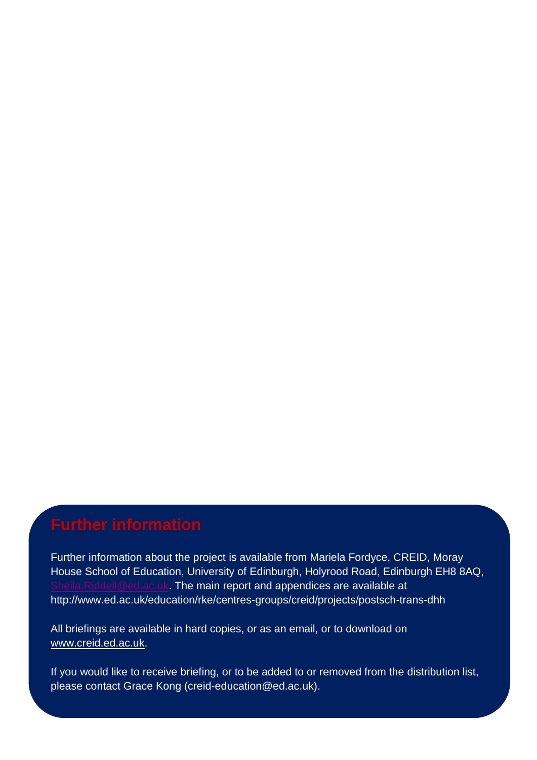## Further information

Further information about the project is available from Mariela Fordyce, CREID, Moray House School of Education, University of Edinburgh, Holyrood Road, Edinburgh EH8 8AQ, Sheila.Riddell@ed.ac.uk. The main report and appendices are available at http://www.ed.ac.uk/education/rke/centres-groups/creid/projects/postsch-trans-dhh

All briefings are available in hard copies, or as an email, or to download on www.creid.ed.ac.uk.

If you would like to receive briefing, or to be added to or removed from the distribution list, please contact Grace Kong (creid-education@ed.ac.uk).